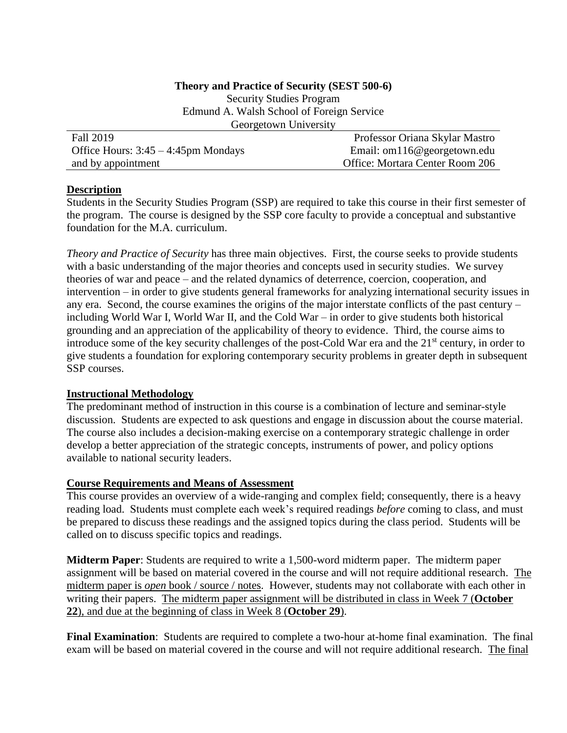**Theory and Practice of Security (SEST 500-6)**
Security Studies Program
Edmund A. Walsh School of Foreign Service
Georgetown University

| Fall 2019 | Professor Oriana Skylar Mastro |
|---|---|
| Office Hours: 3:45 – 4:45pm Mondays | Email: om116@georgetown.edu |
| and by appointment | Office: Mortara Center Room 206 |

## Description

Students in the Security Studies Program (SSP) are required to take this course in their first semester of the program. The course is designed by the SSP core faculty to provide a conceptual and substantive foundation for the M.A. curriculum.

*Theory and Practice of Security* has three main objectives. First, the course seeks to provide students with a basic understanding of the major theories and concepts used in security studies. We survey theories of war and peace – and the related dynamics of deterrence, coercion, cooperation, and intervention – in order to give students general frameworks for analyzing international security issues in any era. Second, the course examines the origins of the major interstate conflicts of the past century – including World War I, World War II, and the Cold War – in order to give students both historical grounding and an appreciation of the applicability of theory to evidence. Third, the course aims to introduce some of the key security challenges of the post-Cold War era and the 21st century, in order to give students a foundation for exploring contemporary security problems in greater depth in subsequent SSP courses.

## Instructional Methodology

The predominant method of instruction in this course is a combination of lecture and seminar-style discussion. Students are expected to ask questions and engage in discussion about the course material. The course also includes a decision-making exercise on a contemporary strategic challenge in order develop a better appreciation of the strategic concepts, instruments of power, and policy options available to national security leaders.

## Course Requirements and Means of Assessment

This course provides an overview of a wide-ranging and complex field; consequently, there is a heavy reading load. Students must complete each week's required readings *before* coming to class, and must be prepared to discuss these readings and the assigned topics during the class period. Students will be called on to discuss specific topics and readings.

**Midterm Paper**: Students are required to write a 1,500-word midterm paper. The midterm paper assignment will be based on material covered in the course and will not require additional research. The midterm paper is *open* book / source / notes. However, students may not collaborate with each other in writing their papers. The midterm paper assignment will be distributed in class in Week 7 (**October 22**), and due at the beginning of class in Week 8 (**October 29**).

**Final Examination**: Students are required to complete a two-hour at-home final examination. The final exam will be based on material covered in the course and will not require additional research. The final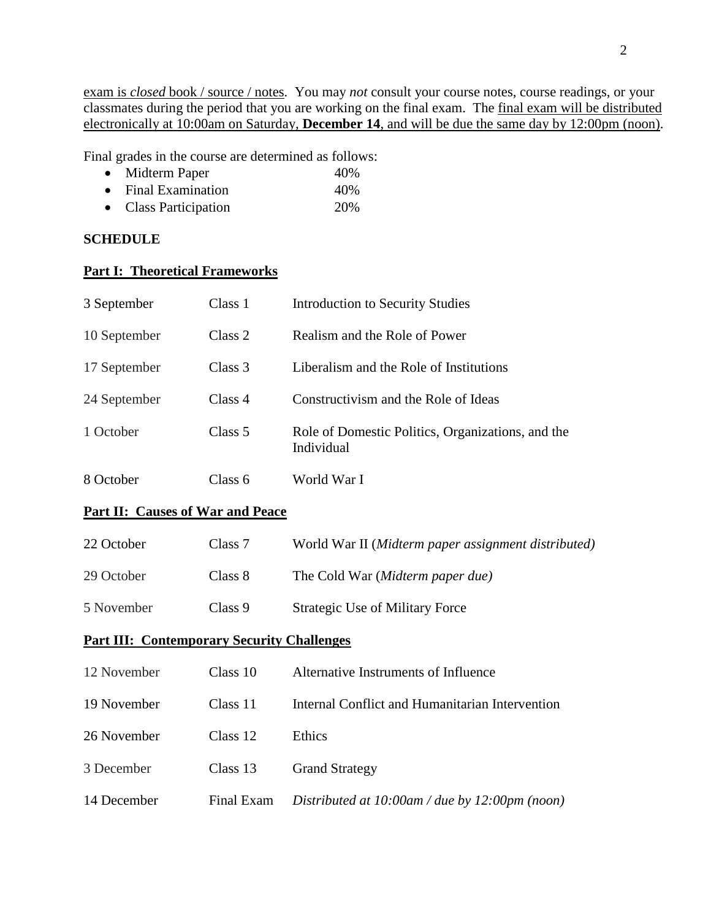exam is *closed* book / source / notes. You may *not* consult your course notes, course readings, or your classmates during the period that you are working on the final exam. The final exam will be distributed electronically at 10:00am on Saturday, **December 14**, and will be due the same day by 12:00pm (noon).

Final grades in the course are determined as follows:

- Midterm Paper 40%
- Final Examination 40%
- Class Participation 20%

**SCHEDULE**

**Part I: Theoretical Frameworks**

| | | |
|---|---|---|
| 3 September | Class 1 | Introduction to Security Studies |
| 10 September | Class 2 | Realism and the Role of Power |
| 17 September | Class 3 | Liberalism and the Role of Institutions |
| 24 September | Class 4 | Constructivism and the Role of Ideas |
| 1 October | Class 5 | Role of Domestic Politics, Organizations, and the Individual |
| 8 October | Class 6 | World War I |

**Part II: Causes of War and Peace**

| | | |
|---|---|---|
| 22 October | Class 7 | World War II (*Midterm paper assignment distributed)* |
| 29 October | Class 8 | The Cold War (*Midterm paper due)* |
| 5 November | Class 9 | Strategic Use of Military Force |

**Part III: Contemporary Security Challenges**

| | | |
|---|---|---|
| 12 November | Class 10 | Alternative Instruments of Influence |
| 19 November | Class 11 | Internal Conflict and Humanitarian Intervention |
| 26 November | Class 12 | Ethics |
| 3 December | Class 13 | Grand Strategy |
| 14 December | Final Exam | *Distributed at 10:00am / due by 12:00pm (noon)* |